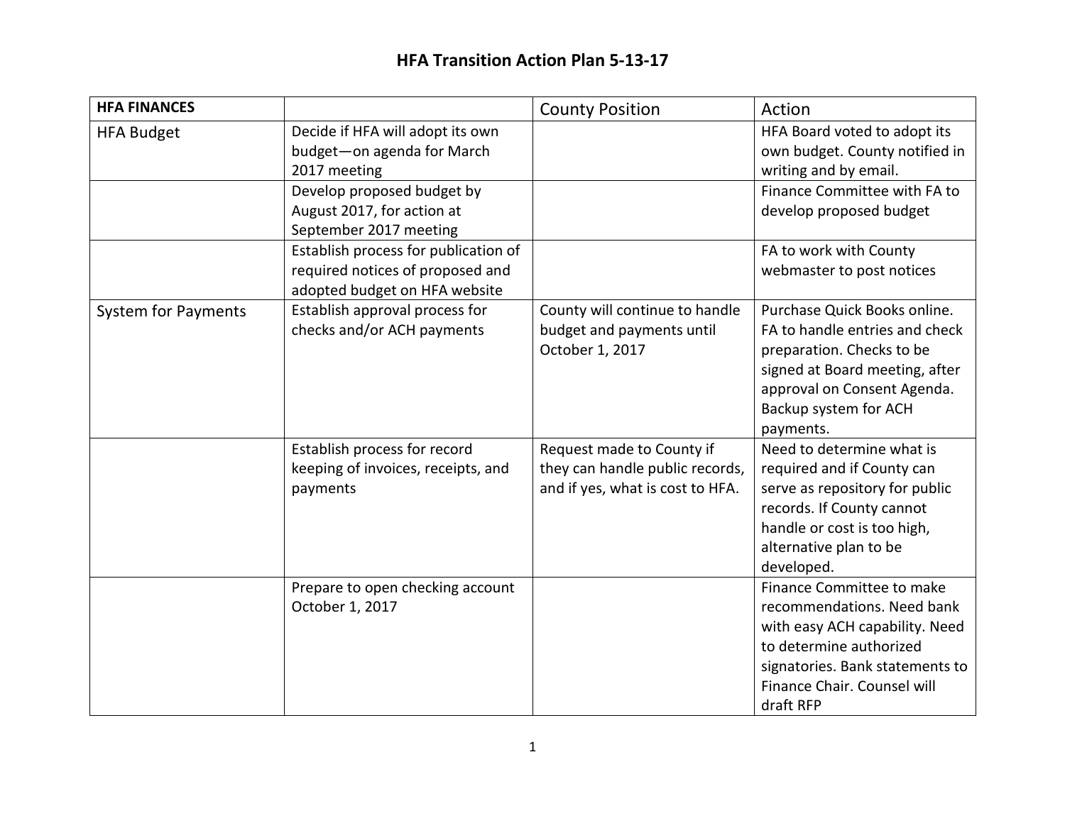# HFA Transition Action Plan 5-13-17

| **HFA FINANCES** | | County Position | Action |
|---|---|---|---|
| HFA Budget | Decide if HFA will adopt its own budget—on agenda for March 2017 meeting | | HFA Board voted to adopt its own budget. County notified in writing and by email. |
| | Develop proposed budget by August 2017, for action at September 2017 meeting | | Finance Committee with FA to develop proposed budget |
| | Establish process for publication of required notices of proposed and adopted budget on HFA website | | FA to work with County webmaster to post notices |
| System for Payments | Establish approval process for checks and/or ACH payments | County will continue to handle budget and payments until October 1, 2017 | Purchase Quick Books online. FA to handle entries and check preparation. Checks to be signed at Board meeting, after approval on Consent Agenda. Backup system for ACH payments. |
| | Establish process for record keeping of invoices, receipts, and payments | Request made to County if they can handle public records, and if yes, what is cost to HFA. | Need to determine what is required and if County can serve as repository for public records. If County cannot handle or cost is too high, alternative plan to be developed. |
| | Prepare to open checking account October 1, 2017 | | Finance Committee to make recommendations. Need bank with easy ACH capability. Need to determine authorized signatories. Bank statements to Finance Chair. Counsel will draft RFP |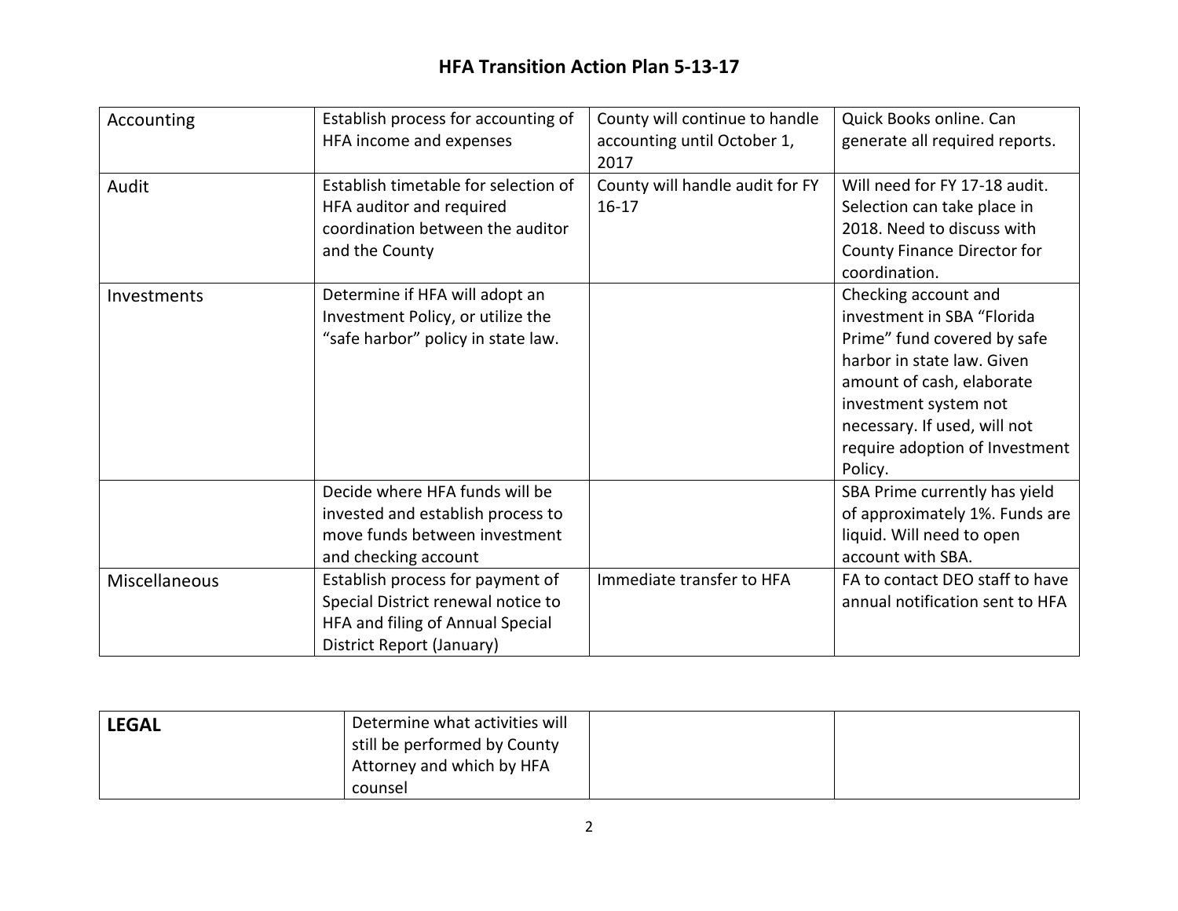# HFA Transition Action Plan 5-13-17

| | | | |
|---|---|---|---|
| Accounting | Establish process for accounting of HFA income and expenses | County will continue to handle accounting until October 1, 2017 | Quick Books online. Can generate all required reports. |
| Audit | Establish timetable for selection of HFA auditor and required coordination between the auditor and the County | County will handle audit for FY 16-17 | Will need for FY 17-18 audit. Selection can take place in 2018. Need to discuss with County Finance Director for coordination. |
| Investments | Determine if HFA will adopt an Investment Policy, or utilize the "safe harbor" policy in state law. | | Checking account and investment in SBA "Florida Prime" fund covered by safe harbor in state law. Given amount of cash, elaborate investment system not necessary. If used, will not require adoption of Investment Policy. |
| | Decide where HFA funds will be invested and establish process to move funds between investment and checking account | | SBA Prime currently has yield of approximately 1%. Funds are liquid. Will need to open account with SBA. |
| Miscellaneous | Establish process for payment of Special District renewal notice to HFA and filing of Annual Special District Report (January) | Immediate transfer to HFA | FA to contact DEO staff to have annual notification sent to HFA |

| | | | |
|---|---|---|---|
| **LEGAL** | Determine what activities will still be performed by County Attorney and which by HFA counsel | | |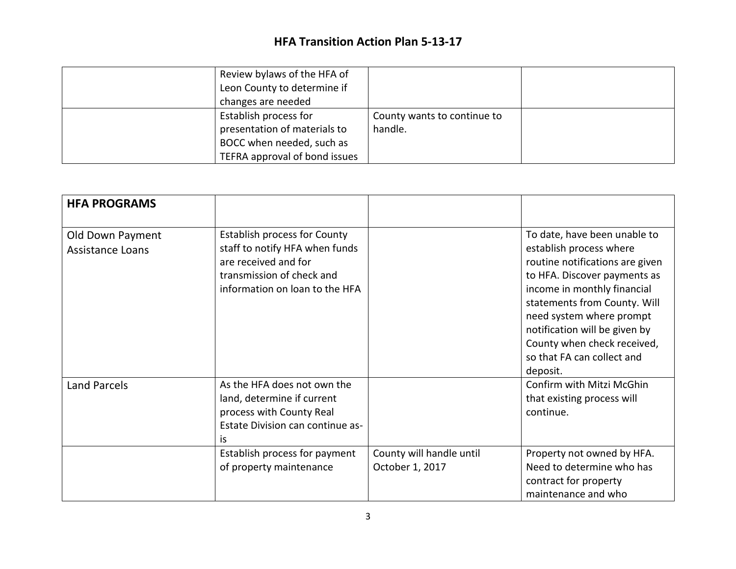| | | | |
|---|---|---|---|
| | Review bylaws of the HFA of Leon County to determine if changes are needed | | |
| | Establish process for presentation of materials to BOCC when needed, such as TEFRA approval of bond issues | County wants to continue to handle. | |

| **HFA PROGRAMS** | | | |
|---|---|---|---|
| Old Down Payment Assistance Loans | Establish process for County staff to notify HFA when funds are received and for transmission of check and information on loan to the HFA | | To date, have been unable to establish process where routine notifications are given to HFA. Discover payments as income in monthly financial statements from County. Will need system where prompt notification will be given by County when check received, so that FA can collect and deposit. |
| Land Parcels | As the HFA does not own the land, determine if current process with County Real Estate Division can continue as-is | | Confirm with Mitzi McGhin that existing process will continue. |
| | Establish process for payment of property maintenance | County will handle until October 1, 2017 | Property not owned by HFA. Need to determine who has contract for property maintenance and who |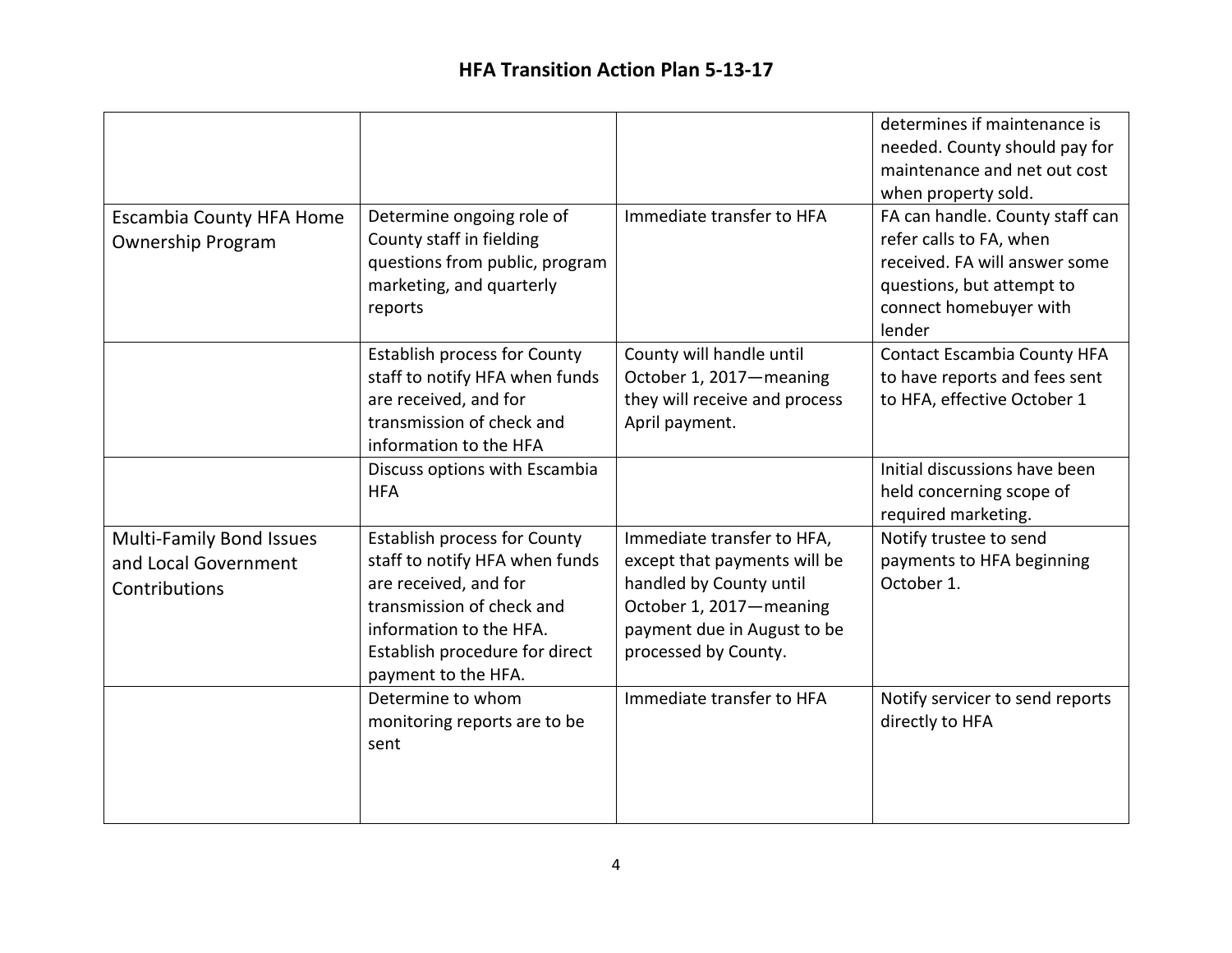| | | | |
|---|---|---|---|
| | | | determines if maintenance is needed. County should pay for maintenance and net out cost when property sold. |
| Escambia County HFA Home Ownership Program | Determine ongoing role of County staff in fielding questions from public, program marketing, and quarterly reports | Immediate transfer to HFA | FA can handle. County staff can refer calls to FA, when received. FA will answer some questions, but attempt to connect homebuyer with lender |
| | Establish process for County staff to notify HFA when funds are received, and for transmission of check and information to the HFA | County will handle until October 1, 2017—meaning they will receive and process April payment. | Contact Escambia County HFA to have reports and fees sent to HFA, effective October 1 |
| | Discuss options with Escambia HFA | | Initial discussions have been held concerning scope of required marketing. |
| Multi-Family Bond Issues and Local Government Contributions | Establish process for County staff to notify HFA when funds are received, and for transmission of check and information to the HFA. Establish procedure for direct payment to the HFA. | Immediate transfer to HFA, except that payments will be handled by County until October 1, 2017—meaning payment due in August to be processed by County. | Notify trustee to send payments to HFA beginning October 1. |
| | Determine to whom monitoring reports are to be sent | Immediate transfer to HFA | Notify servicer to send reports directly to HFA |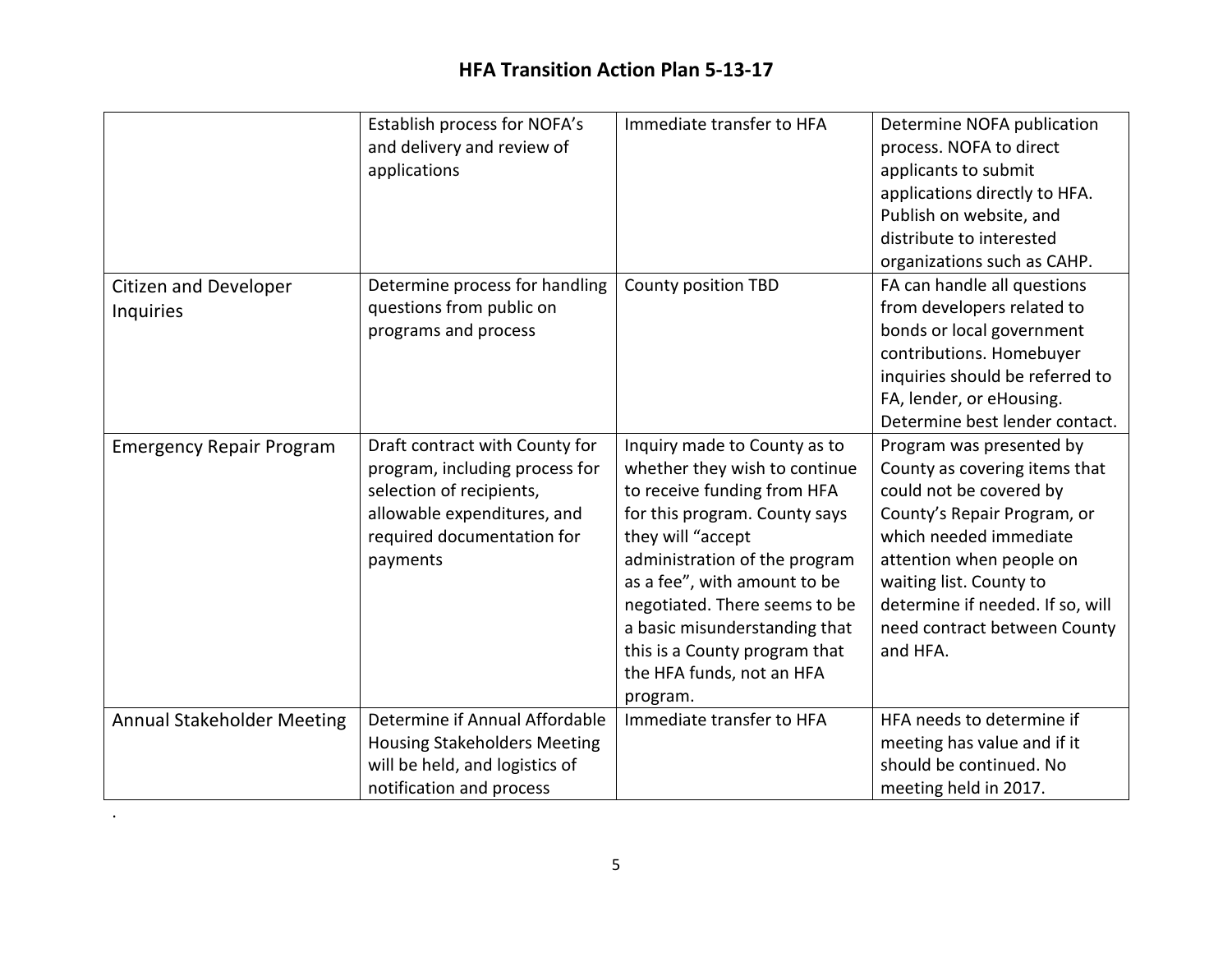# HFA Transition Action Plan 5-13-17

| | | | |
|---|---|---|---|
| | Establish process for NOFA's and delivery and review of applications | Immediate transfer to HFA | Determine NOFA publication process. NOFA to direct applicants to submit applications directly to HFA. Publish on website, and distribute to interested organizations such as CAHP. |
| Citizen and Developer Inquiries | Determine process for handling questions from public on programs and process | County position TBD | FA can handle all questions from developers related to bonds or local government contributions. Homebuyer inquiries should be referred to FA, lender, or eHousing. Determine best lender contact. |
| Emergency Repair Program | Draft contract with County for program, including process for selection of recipients, allowable expenditures, and required documentation for payments | Inquiry made to County as to whether they wish to continue to receive funding from HFA for this program. County says they will "accept administration of the program as a fee", with amount to be negotiated. There seems to be a basic misunderstanding that this is a County program that the HFA funds, not an HFA program. | Program was presented by County as covering items that could not be covered by County's Repair Program, or which needed immediate attention when people on waiting list. County to determine if needed. If so, will need contract between County and HFA. |
| Annual Stakeholder Meeting | Determine if Annual Affordable Housing Stakeholders Meeting will be held, and logistics of notification and process | Immediate transfer to HFA | HFA needs to determine if meeting has value and if it should be continued. No meeting held in 2017. |

.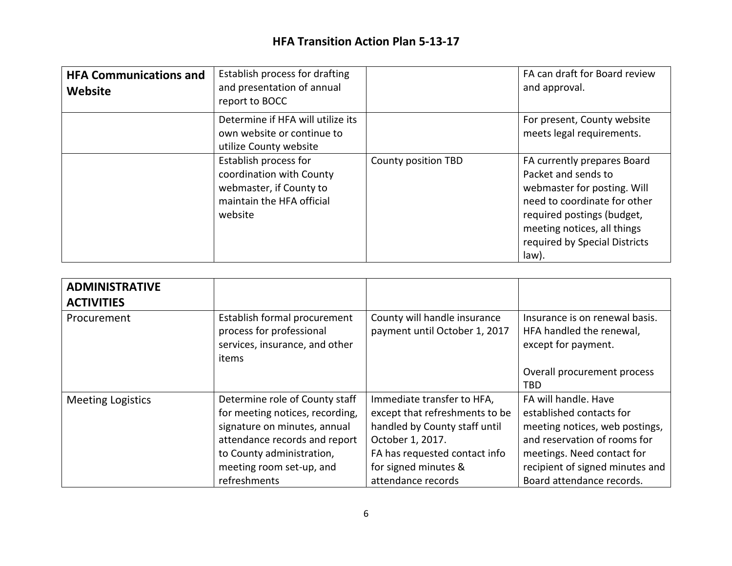# HFA Transition Action Plan 5-13-17

| | | | |
|---|---|---|---|
| **HFA Communications and Website** | Establish process for drafting and presentation of annual report to BOCC | | FA can draft for Board review and approval. |
| | Determine if HFA will utilize its own website or continue to utilize County website | | For present, County website meets legal requirements. |
| | Establish process for coordination with County webmaster, if County to maintain the HFA official website | County position TBD | FA currently prepares Board Packet and sends to webmaster for posting. Will need to coordinate for other required postings (budget, meeting notices, all things required by Special Districts law). |

| | | | |
|---|---|---|---|
| **ADMINISTRATIVE ACTIVITIES** | | | |
| Procurement | Establish formal procurement process for professional services, insurance, and other items | County will handle insurance payment until October 1, 2017 | Insurance is on renewal basis. HFA handled the renewal, except for payment.<br><br>Overall procurement process TBD |
| Meeting Logistics | Determine role of County staff for meeting notices, recording, signature on minutes, annual attendance records and report to County administration, meeting room set-up, and refreshments | Immediate transfer to HFA, except that refreshments to be handled by County staff until October 1, 2017.<br>FA has requested contact info for signed minutes & attendance records | FA will handle. Have established contacts for meeting notices, web postings, and reservation of rooms for meetings. Need contact for recipient of signed minutes and Board attendance records. |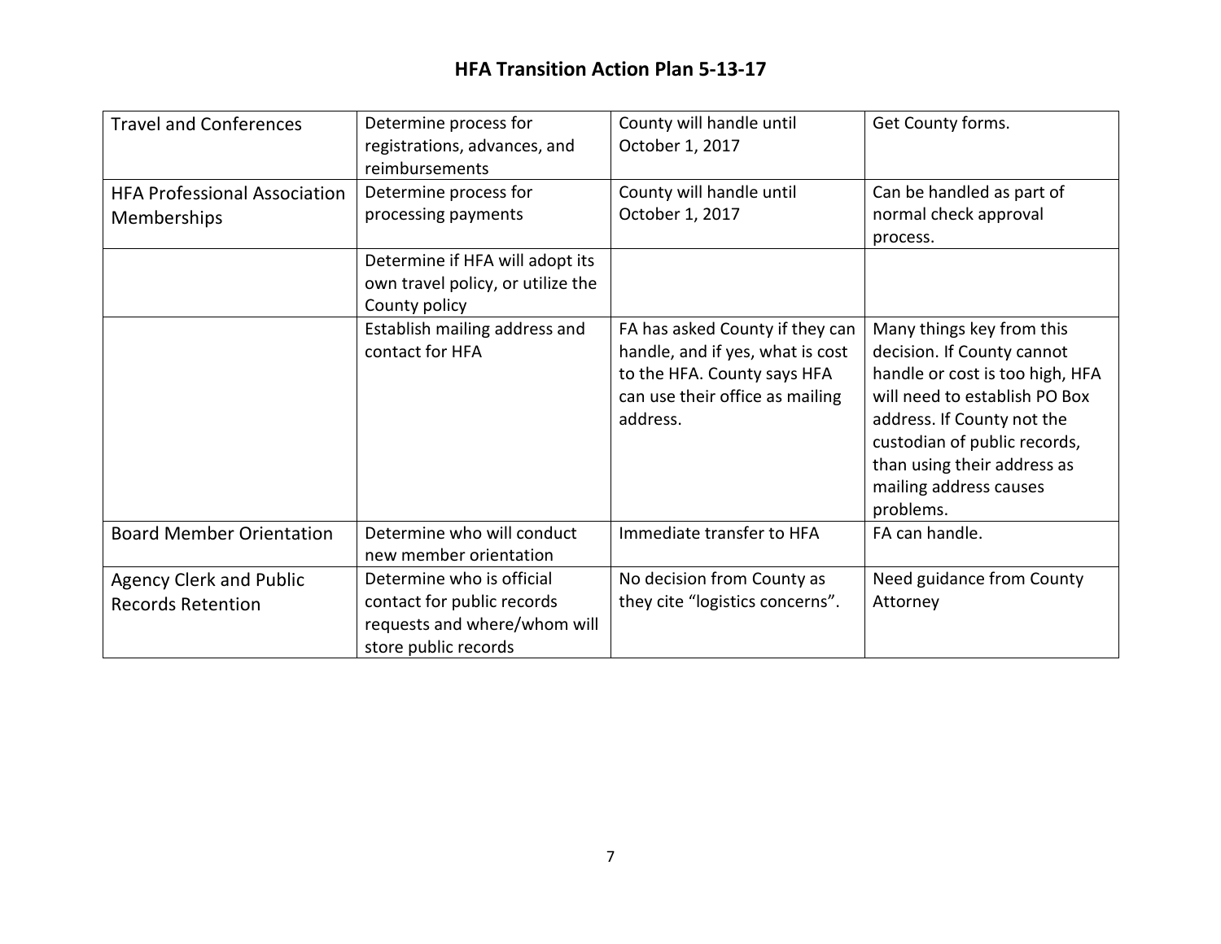# HFA Transition Action Plan 5-13-17

| | | | |
|---|---|---|---|
| Travel and Conferences | Determine process for registrations, advances, and reimbursements | County will handle until October 1, 2017 | Get County forms. |
| HFA Professional Association Memberships | Determine process for processing payments | County will handle until October 1, 2017 | Can be handled as part of normal check approval process. |
| | Determine if HFA will adopt its own travel policy, or utilize the County policy | | |
| | Establish mailing address and contact for HFA | FA has asked County if they can handle, and if yes, what is cost to the HFA. County says HFA can use their office as mailing address. | Many things key from this decision. If County cannot handle or cost is too high, HFA will need to establish PO Box address. If County not the custodian of public records, than using their address as mailing address causes problems. |
| Board Member Orientation | Determine who will conduct new member orientation | Immediate transfer to HFA | FA can handle. |
| Agency Clerk and Public Records Retention | Determine who is official contact for public records requests and where/whom will store public records | No decision from County as they cite "logistics concerns". | Need guidance from County Attorney |